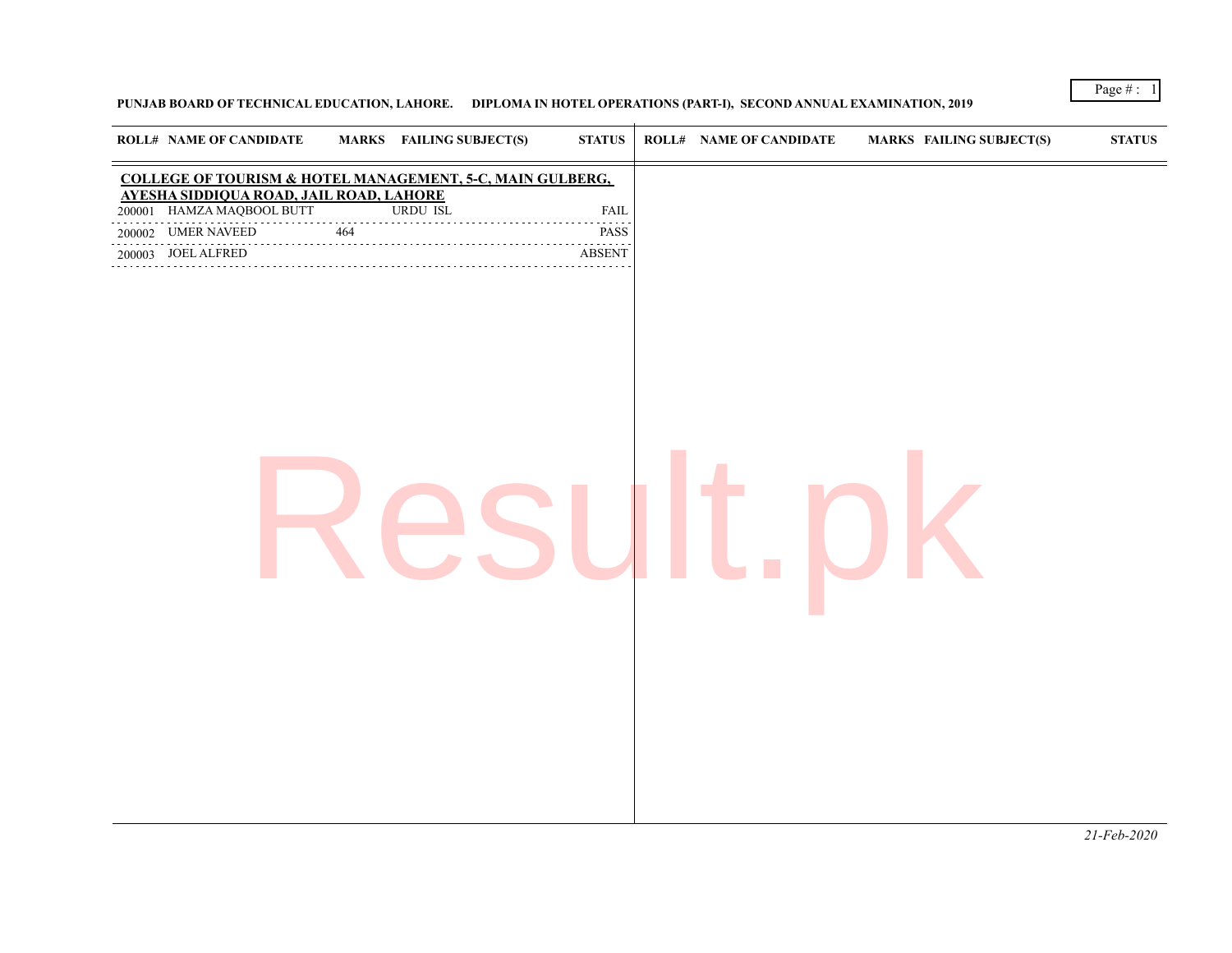**PUNJAB BOARD OF TECHNICAL EDUCATION, LAHORE. DIPLOMA IN HOTEL OPERATIONS (PART-I), SECOND ANNUAL EXAMINATION, 2019**

| ROLL# | NAME OF CANDIDATE | MARKS | FAILING SUBJECT(S) | STATUS |
|---|---|---|---|---|
| **COLLEGE OF TOURISM & HOTEL MANAGEMENT, 5-C, MAIN GULBERG, AYESHA SIDDIQUA ROAD, JAIL ROAD, LAHORE** | | | | |
| 200001 | HAMZA MAQBOOL BUTT | | URDU ISL | FAIL |
| 200002 | UMER NAVEED | 464 | | PASS |
| 200003 | JOEL ALFRED | | | ABSENT |

*21-Feb-2020*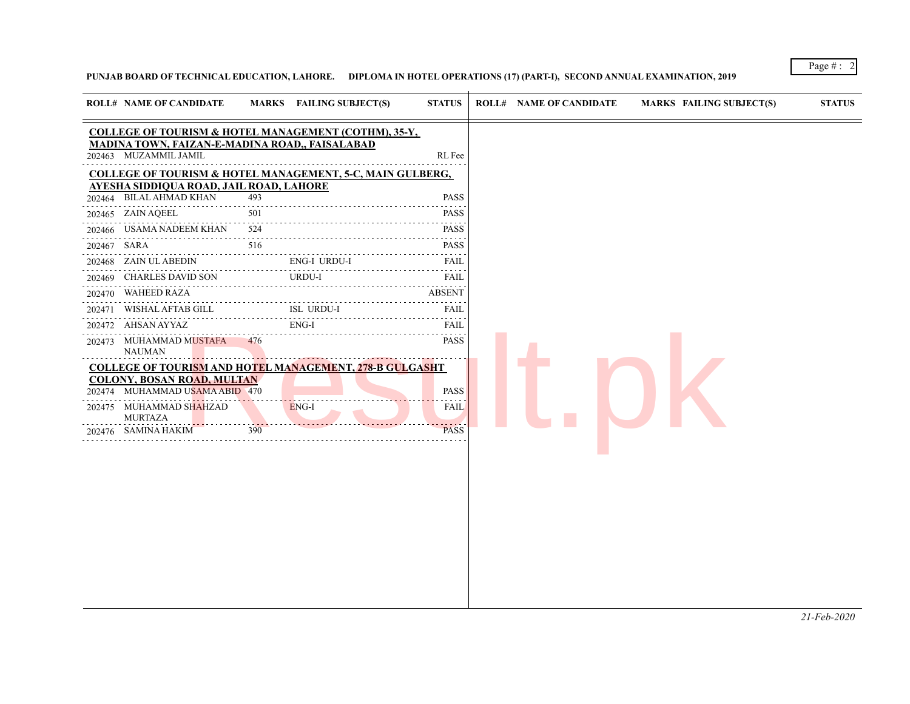**PUNJAB BOARD OF TECHNICAL EDUCATION, LAHORE. DIPLOMA IN HOTEL OPERATIONS (17) (PART-I), SECOND ANNUAL EXAMINATION, 2019**

| ROLL# | NAME OF CANDIDATE | MARKS | FAILING SUBJECT(S) | STATUS |
|---|---|---|---|---|
| **COLLEGE OF TOURISM & HOTEL MANAGEMENT (COTHM), 35-Y, MADINA TOWN, FAIZAN-E-MADINA ROAD,, FAISALABAD** | | | | |
| 202463 | MUZAMMIL JAMIL | | | RL Fee |
| **COLLEGE OF TOURISM & HOTEL MANAGEMENT, 5-C, MAIN GULBERG, AYESHA SIDDIQUA ROAD, JAIL ROAD, LAHORE** | | | | |
| 202464 | BILAL AHMAD KHAN | 493 | | PASS |
| 202465 | ZAIN AQEEL | 501 | | PASS |
| 202466 | USAMA NADEEM KHAN | 524 | | PASS |
| 202467 | SARA | 516 | | PASS |
| 202468 | ZAIN UL ABEDIN | | ENG-I URDU-I | FAIL |
| 202469 | CHARLES DAVID SON | | URDU-I | FAIL |
| 202470 | WAHEED RAZA | | | ABSENT |
| 202471 | WISHAL AFTAB GILL | | ISL URDU-I | FAIL |
| 202472 | AHSAN AYYAZ | | ENG-I | FAIL |
| 202473 | MUHAMMAD MUSTAFA NAUMAN | 476 | | PASS |
| **COLLEGE OF TOURISM AND HOTEL MANAGEMENT, 278-B GULGASHT COLONY, BOSAN ROAD, MULTAN** | | | | |
| 202474 | MUHAMMAD USAMA ABID | 470 | | PASS |
| 202475 | MUHAMMAD SHAHZAD MURTAZA | | ENG-I | FAIL |
| 202476 | SAMINA HAKIM | 390 | | PASS |

*21-Feb-2020*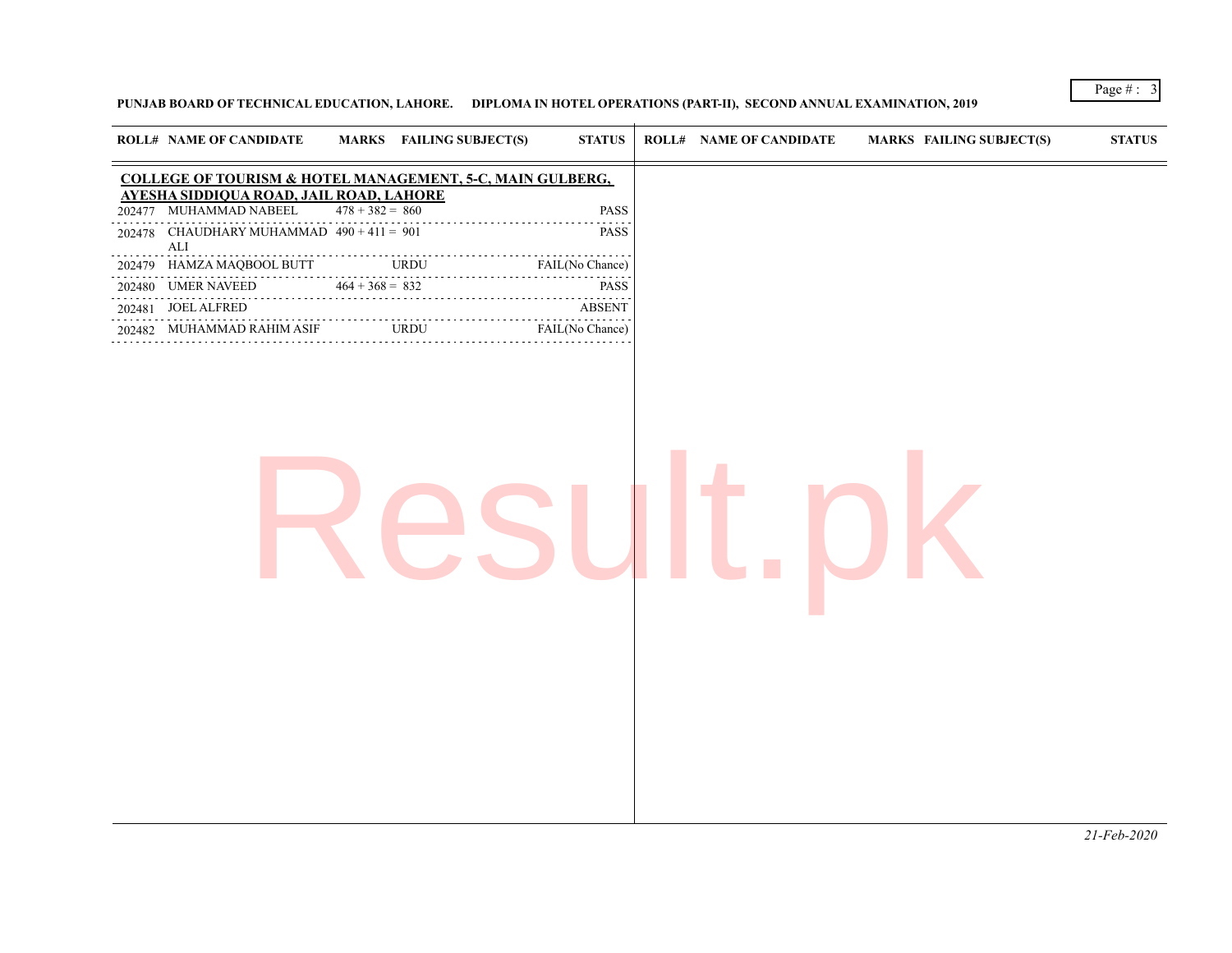PUNJAB BOARD OF TECHNICAL EDUCATION, LAHORE. DIPLOMA IN HOTEL OPERATIONS (PART-II), SECOND ANNUAL EXAMINATION, 2019

**COLLEGE OF TOURISM & HOTEL MANAGEMENT, 5-C, MAIN GULBERG, AYESHA SIDDIQUA ROAD, JAIL ROAD, LAHORE**

| ROLL# | NAME OF CANDIDATE | MARKS | FAILING SUBJECT(S) | STATUS |
|---|---|---|---|---|
| 202477 | MUHAMMAD NABEEL | 478 + 382 = 860 | | PASS |
| 202478 | CHAUDHARY MUHAMMAD ALI | 490 + 411 = 901 | | PASS |
| 202479 | HAMZA MAQBOOL BUTT | | URDU | FAIL(No Chance) |
| 202480 | UMER NAVEED | 464 + 368 = 832 | | PASS |
| 202481 | JOEL ALFRED | | | ABSENT |
| 202482 | MUHAMMAD RAHIM ASIF | | URDU | FAIL(No Chance) |

*21-Feb-2020*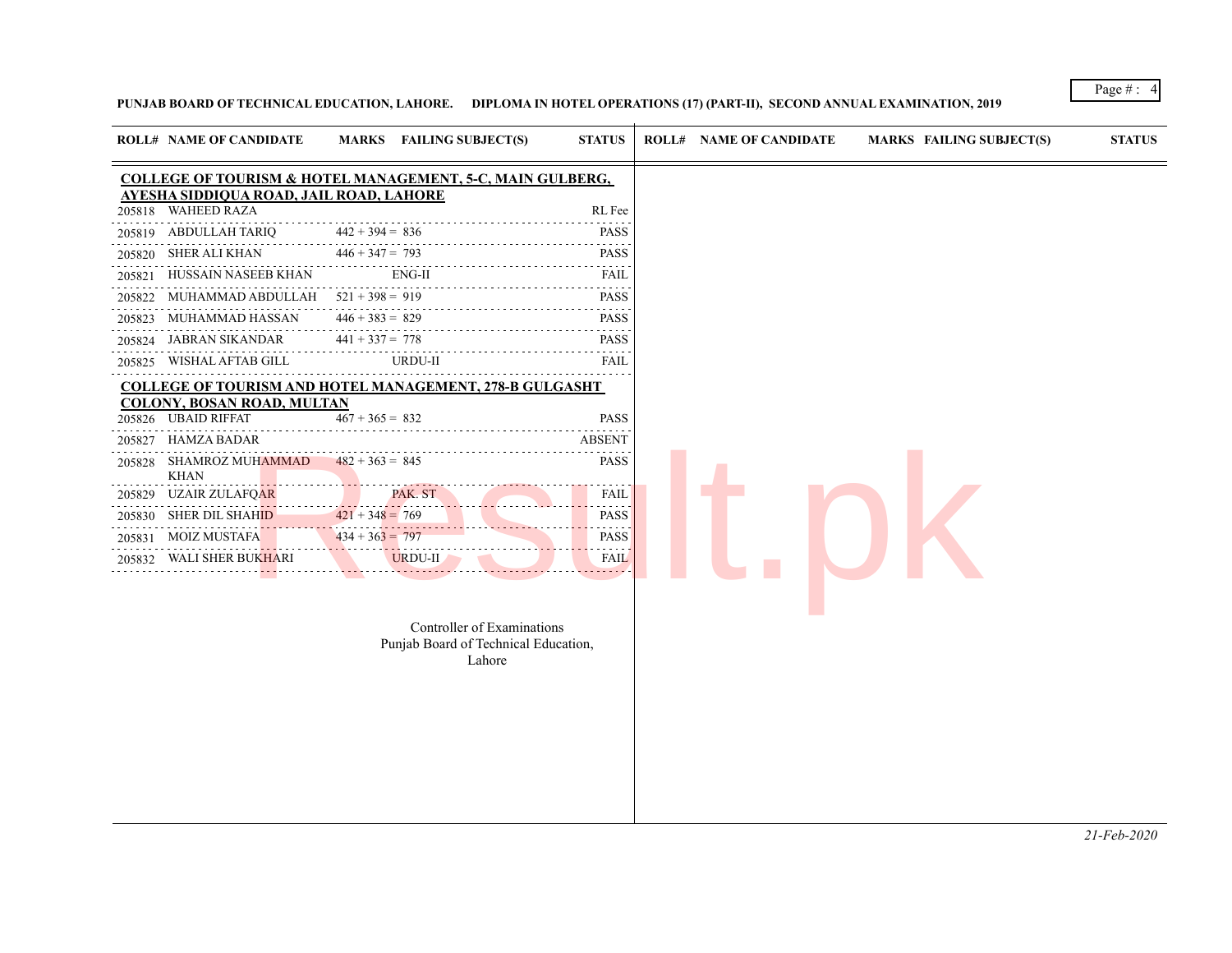**PUNJAB BOARD OF TECHNICAL EDUCATION, LAHORE. DIPLOMA IN HOTEL OPERATIONS (17) (PART-II), SECOND ANNUAL EXAMINATION, 2019**

| ROLL# | NAME OF CANDIDATE | MARKS | FAILING SUBJECT(S) | STATUS |
|---|---|---|---|---|
| **COLLEGE OF TOURISM & HOTEL MANAGEMENT, 5-C, MAIN GULBERG, AYESHA SIDDIQUA ROAD, JAIL ROAD, LAHORE** | | | | |
| 205818 | WAHEED RAZA | | | RL Fee |
| 205819 | ABDULLAH TARIQ | 442 + 394 = 836 | | PASS |
| 205820 | SHER ALI KHAN | 446 + 347 = 793 | | PASS |
| 205821 | HUSSAIN NASEEB KHAN | | ENG-II | FAIL |
| 205822 | MUHAMMAD ABDULLAH | 521 + 398 = 919 | | PASS |
| 205823 | MUHAMMAD HASSAN | 446 + 383 = 829 | | PASS |
| 205824 | JABRAN SIKANDAR | 441 + 337 = 778 | | PASS |
| 205825 | WISHAL AFTAB GILL | | URDU-II | FAIL |
| **COLLEGE OF TOURISM AND HOTEL MANAGEMENT, 278-B GULGASHT COLONY, BOSAN ROAD, MULTAN** | | | | |
| 205826 | UBAID RIFFAT | 467 + 365 = 832 | | PASS |
| 205827 | HAMZA BADAR | | | ABSENT |
| 205828 | SHAMROZ MUHAMMAD KHAN | 482 + 363 = 845 | | PASS |
| 205829 | UZAIR ZULAFQAR | | PAK. ST | FAIL |
| 205830 | SHER DIL SHAHID | 421 + 348 = 769 | | PASS |
| 205831 | MOIZ MUSTAFA | 434 + 363 = 797 | | PASS |
| 205832 | WALI SHER BUKHARI | | URDU-II | FAIL |

Controller of Examinations
Punjab Board of Technical Education,
Lahore

*21-Feb-2020*